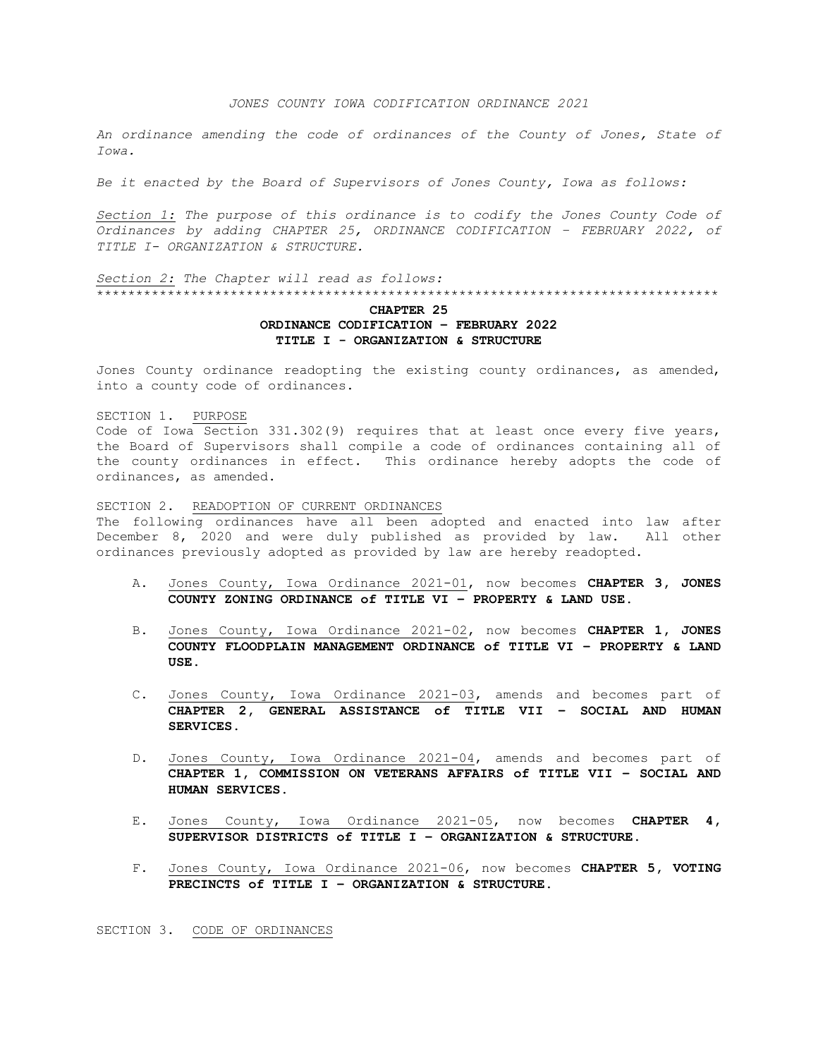*JONES COUNTY IOWA CODIFICATION ORDINANCE 2021*

*An ordinance amending the code of ordinances of the County of Jones, State of Iowa.*

*Be it enacted by the Board of Supervisors of Jones County, Iowa as follows:*

*Section 1: The purpose of this ordinance is to codify the Jones County Code of Ordinances by adding CHAPTER 25, ORDINANCE CODIFICATION - FEBRUARY 2022, of TITLE I- ORGANIZATION & STRUCTURE.*

*Section 2: The Chapter will read as follows:*

******************************************************************************

**CHAPTER 25**
**ORDINANCE CODIFICATION – FEBRUARY 2022**
**TITLE I - ORGANIZATION & STRUCTURE**

Jones County ordinance readopting the existing county ordinances, as amended, into a county code of ordinances.

SECTION 1. PURPOSE

Code of Iowa Section 331.302(9) requires that at least once every five years, the Board of Supervisors shall compile a code of ordinances containing all of the county ordinances in effect. This ordinance hereby adopts the code of ordinances, as amended.

SECTION 2. READOPTION OF CURRENT ORDINANCES

The following ordinances have all been adopted and enacted into law after December 8, 2020 and were duly published as provided by law. All other ordinances previously adopted as provided by law are hereby readopted.

A. Jones County, Iowa Ordinance 2021-01, now becomes **CHAPTER 3, JONES COUNTY ZONING ORDINANCE of TITLE VI – PROPERTY & LAND USE.**

B. Jones County, Iowa Ordinance 2021-02, now becomes **CHAPTER 1, JONES COUNTY FLOODPLAIN MANAGEMENT ORDINANCE of TITLE VI – PROPERTY & LAND USE.**

C. Jones County, Iowa Ordinance 2021-03, amends and becomes part of **CHAPTER 2, GENERAL ASSISTANCE of TITLE VII – SOCIAL AND HUMAN SERVICES.**

D. Jones County, Iowa Ordinance 2021-04, amends and becomes part of **CHAPTER 1, COMMISSION ON VETERANS AFFAIRS of TITLE VII – SOCIAL AND HUMAN SERVICES.**

E. Jones County, Iowa Ordinance 2021-05, now becomes **CHAPTER 4, SUPERVISOR DISTRICTS of TITLE I – ORGANIZATION & STRUCTURE.**

F. Jones County, Iowa Ordinance 2021-06, now becomes **CHAPTER 5, VOTING PRECINCTS of TITLE I – ORGANIZATION & STRUCTURE.**

SECTION 3. CODE OF ORDINANCES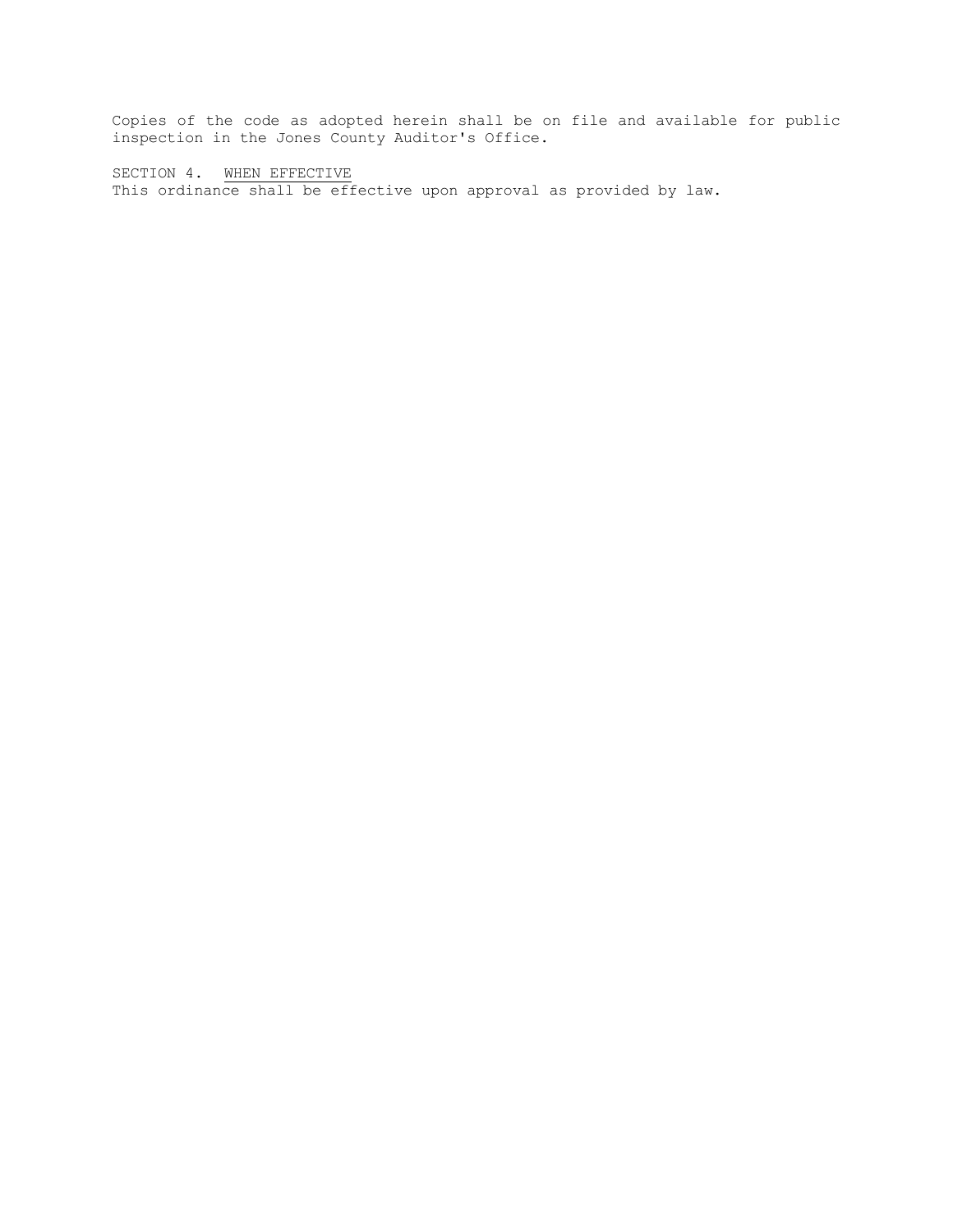Copies of the code as adopted herein shall be on file and available for public inspection in the Jones County Auditor's Office.

SECTION 4. WHEN EFFECTIVE
This ordinance shall be effective upon approval as provided by law.